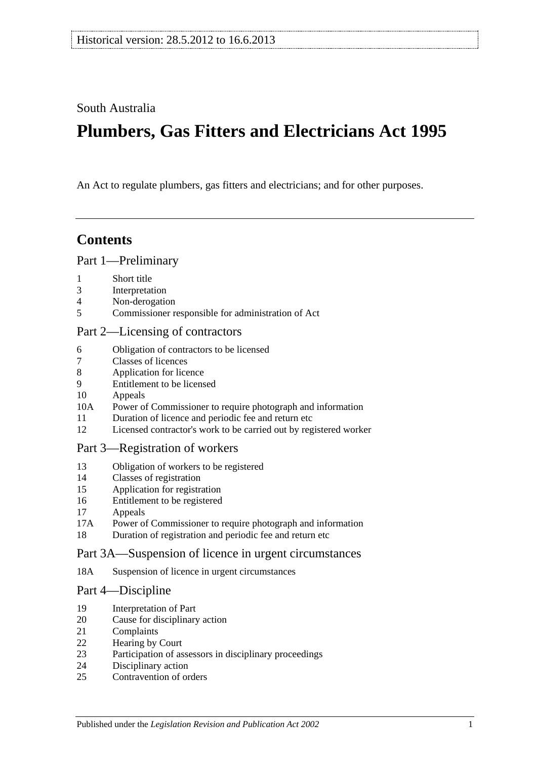Historical version: 28.5.2012 to 16.6.2013

South Australia

# Plumbers, Gas Fitters and Electricians Act 1995

An Act to regulate plumbers, gas fitters and electricians; and for other purposes.

## Contents

### Part 1—Preliminary

1 Short title
3 Interpretation
4 Non-derogation
5 Commissioner responsible for administration of Act

### Part 2—Licensing of contractors

6 Obligation of contractors to be licensed
7 Classes of licences
8 Application for licence
9 Entitlement to be licensed
10 Appeals
10A Power of Commissioner to require photograph and information
11 Duration of licence and periodic fee and return etc
12 Licensed contractor's work to be carried out by registered worker

### Part 3—Registration of workers

13 Obligation of workers to be registered
14 Classes of registration
15 Application for registration
16 Entitlement to be registered
17 Appeals
17A Power of Commissioner to require photograph and information
18 Duration of registration and periodic fee and return etc

### Part 3A—Suspension of licence in urgent circumstances

18A Suspension of licence in urgent circumstances

### Part 4—Discipline

19 Interpretation of Part
20 Cause for disciplinary action
21 Complaints
22 Hearing by Court
23 Participation of assessors in disciplinary proceedings
24 Disciplinary action
25 Contravention of orders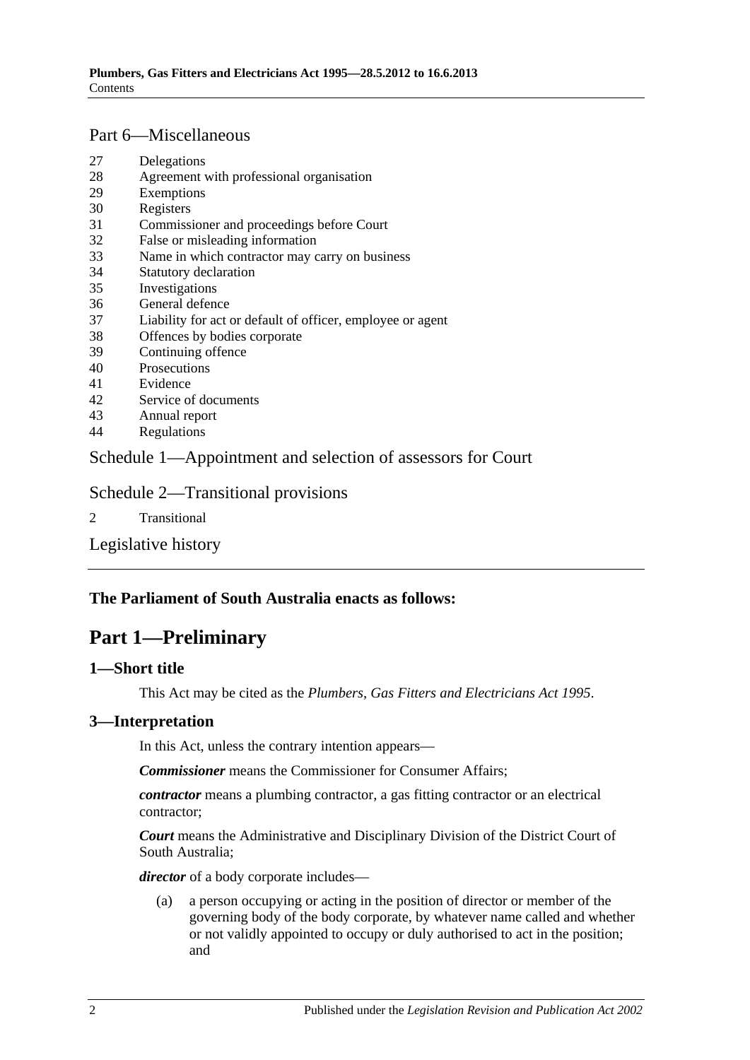## Part 6—Miscellaneous

27 Delegations
28 Agreement with professional organisation
29 Exemptions
30 Registers
31 Commissioner and proceedings before Court
32 False or misleading information
33 Name in which contractor may carry on business
34 Statutory declaration
35 Investigations
36 General defence
37 Liability for act or default of officer, employee or agent
38 Offences by bodies corporate
39 Continuing offence
40 Prosecutions
41 Evidence
42 Service of documents
43 Annual report
44 Regulations

## Schedule 1—Appointment and selection of assessors for Court

## Schedule 2—Transitional provisions

2 Transitional

## Legislative history

---

**The Parliament of South Australia enacts as follows:**

# Part 1—Preliminary

### 1—Short title

This Act may be cited as the *Plumbers, Gas Fitters and Electricians Act 1995*.

### 3—Interpretation

In this Act, unless the contrary intention appears—

***Commissioner*** means the Commissioner for Consumer Affairs;

***contractor*** means a plumbing contractor, a gas fitting contractor or an electrical contractor;

***Court*** means the Administrative and Disciplinary Division of the District Court of South Australia;

***director*** of a body corporate includes—

(a) a person occupying or acting in the position of director or member of the governing body of the body corporate, by whatever name called and whether or not validly appointed to occupy or duly authorised to act in the position; and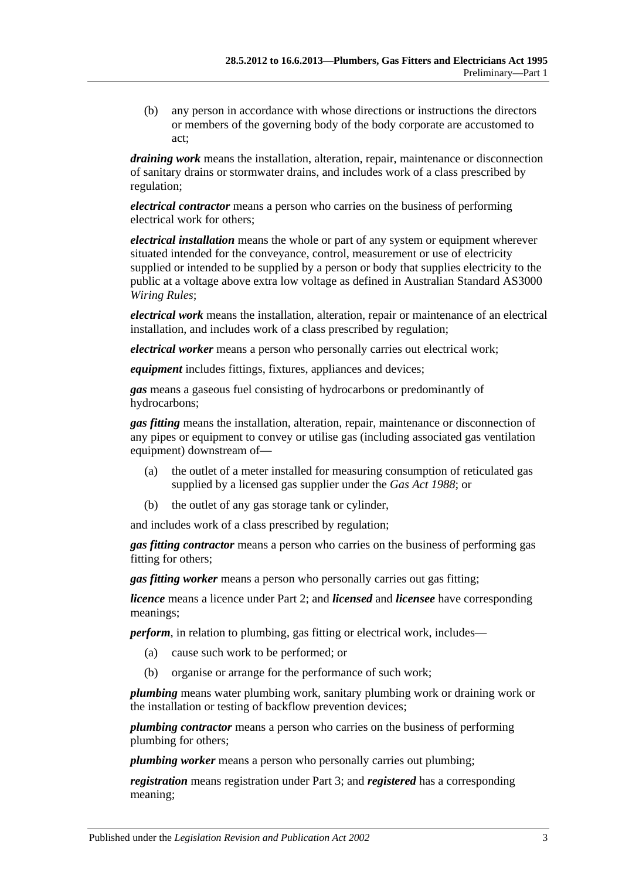(b) any person in accordance with whose directions or instructions the directors or members of the governing body of the body corporate are accustomed to act;

***draining work*** means the installation, alteration, repair, maintenance or disconnection of sanitary drains or stormwater drains, and includes work of a class prescribed by regulation;

***electrical contractor*** means a person who carries on the business of performing electrical work for others;

***electrical installation*** means the whole or part of any system or equipment wherever situated intended for the conveyance, control, measurement or use of electricity supplied or intended to be supplied by a person or body that supplies electricity to the public at a voltage above extra low voltage as defined in Australian Standard AS3000 *Wiring Rules*;

***electrical work*** means the installation, alteration, repair or maintenance of an electrical installation, and includes work of a class prescribed by regulation;

***electrical worker*** means a person who personally carries out electrical work;

***equipment*** includes fittings, fixtures, appliances and devices;

***gas*** means a gaseous fuel consisting of hydrocarbons or predominantly of hydrocarbons;

***gas fitting*** means the installation, alteration, repair, maintenance or disconnection of any pipes or equipment to convey or utilise gas (including associated gas ventilation equipment) downstream of—

(a) the outlet of a meter installed for measuring consumption of reticulated gas supplied by a licensed gas supplier under the *Gas Act 1988*; or

(b) the outlet of any gas storage tank or cylinder,

and includes work of a class prescribed by regulation;

***gas fitting contractor*** means a person who carries on the business of performing gas fitting for others;

***gas fitting worker*** means a person who personally carries out gas fitting;

***licence*** means a licence under Part 2; and ***licensed*** and ***licensee*** have corresponding meanings;

***perform***, in relation to plumbing, gas fitting or electrical work, includes—

(a) cause such work to be performed; or

(b) organise or arrange for the performance of such work;

***plumbing*** means water plumbing work, sanitary plumbing work or draining work or the installation or testing of backflow prevention devices;

***plumbing contractor*** means a person who carries on the business of performing plumbing for others;

***plumbing worker*** means a person who personally carries out plumbing;

***registration*** means registration under Part 3; and ***registered*** has a corresponding meaning;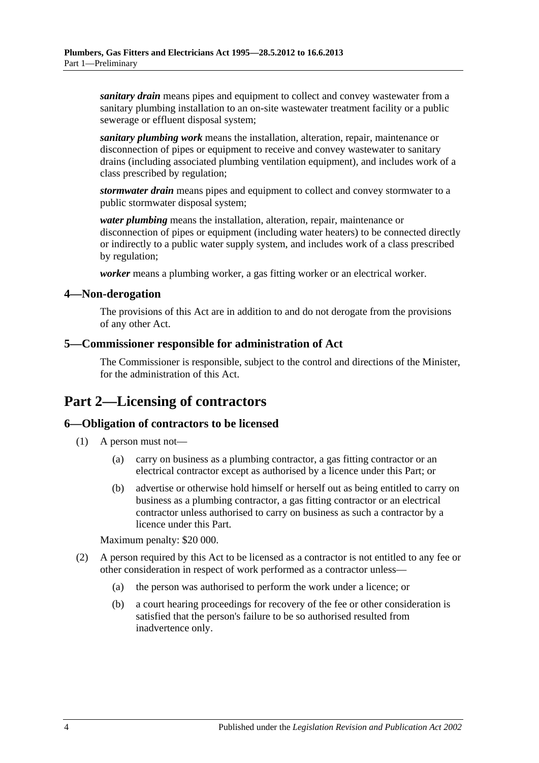***sanitary drain*** means pipes and equipment to collect and convey wastewater from a sanitary plumbing installation to an on-site wastewater treatment facility or a public sewerage or effluent disposal system;

***sanitary plumbing work*** means the installation, alteration, repair, maintenance or disconnection of pipes or equipment to receive and convey wastewater to sanitary drains (including associated plumbing ventilation equipment), and includes work of a class prescribed by regulation;

***stormwater drain*** means pipes and equipment to collect and convey stormwater to a public stormwater disposal system;

***water plumbing*** means the installation, alteration, repair, maintenance or disconnection of pipes or equipment (including water heaters) to be connected directly or indirectly to a public water supply system, and includes work of a class prescribed by regulation;

***worker*** means a plumbing worker, a gas fitting worker or an electrical worker.

### 4—Non-derogation

The provisions of this Act are in addition to and do not derogate from the provisions of any other Act.

### 5—Commissioner responsible for administration of Act

The Commissioner is responsible, subject to the control and directions of the Minister, for the administration of this Act.

## Part 2—Licensing of contractors

### 6—Obligation of contractors to be licensed

(1) A person must not—

(a) carry on business as a plumbing contractor, a gas fitting contractor or an electrical contractor except as authorised by a licence under this Part; or

(b) advertise or otherwise hold himself or herself out as being entitled to carry on business as a plumbing contractor, a gas fitting contractor or an electrical contractor unless authorised to carry on business as such a contractor by a licence under this Part.

Maximum penalty: $20 000.

(2) A person required by this Act to be licensed as a contractor is not entitled to any fee or other consideration in respect of work performed as a contractor unless—

(a) the person was authorised to perform the work under a licence; or

(b) a court hearing proceedings for recovery of the fee or other consideration is satisfied that the person's failure to be so authorised resulted from inadvertence only.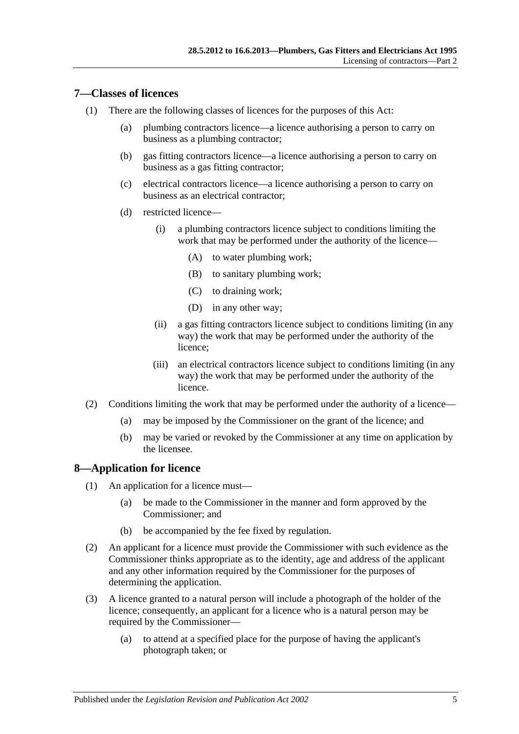## 7—Classes of licences

(1) There are the following classes of licences for the purposes of this Act:

(a) plumbing contractors licence—a licence authorising a person to carry on business as a plumbing contractor;

(b) gas fitting contractors licence—a licence authorising a person to carry on business as a gas fitting contractor;

(c) electrical contractors licence—a licence authorising a person to carry on business as an electrical contractor;

(d) restricted licence—

(i) a plumbing contractors licence subject to conditions limiting the work that may be performed under the authority of the licence—

(A) to water plumbing work;

(B) to sanitary plumbing work;

(C) to draining work;

(D) in any other way;

(ii) a gas fitting contractors licence subject to conditions limiting (in any way) the work that may be performed under the authority of the licence;

(iii) an electrical contractors licence subject to conditions limiting (in any way) the work that may be performed under the authority of the licence.

(2) Conditions limiting the work that may be performed under the authority of a licence—

(a) may be imposed by the Commissioner on the grant of the licence; and

(b) may be varied or revoked by the Commissioner at any time on application by the licensee.

## 8—Application for licence

(1) An application for a licence must—

(a) be made to the Commissioner in the manner and form approved by the Commissioner; and

(b) be accompanied by the fee fixed by regulation.

(2) An applicant for a licence must provide the Commissioner with such evidence as the Commissioner thinks appropriate as to the identity, age and address of the applicant and any other information required by the Commissioner for the purposes of determining the application.

(3) A licence granted to a natural person will include a photograph of the holder of the licence; consequently, an applicant for a licence who is a natural person may be required by the Commissioner—

(a) to attend at a specified place for the purpose of having the applicant's photograph taken; or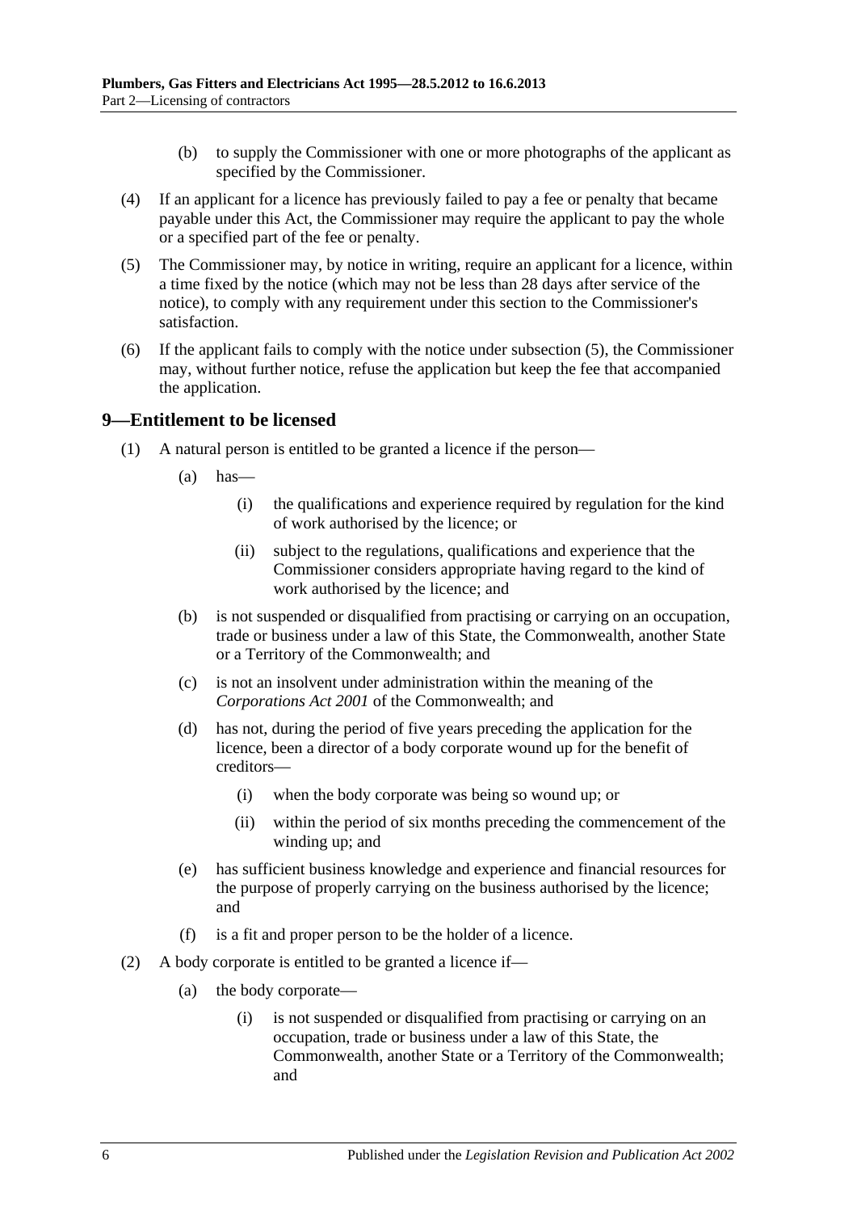(b) to supply the Commissioner with one or more photographs of the applicant as specified by the Commissioner.

(4) If an applicant for a licence has previously failed to pay a fee or penalty that became payable under this Act, the Commissioner may require the applicant to pay the whole or a specified part of the fee or penalty.

(5) The Commissioner may, by notice in writing, require an applicant for a licence, within a time fixed by the notice (which may not be less than 28 days after service of the notice), to comply with any requirement under this section to the Commissioner's satisfaction.

(6) If the applicant fails to comply with the notice under subsection (5), the Commissioner may, without further notice, refuse the application but keep the fee that accompanied the application.

## 9—Entitlement to be licensed

(1) A natural person is entitled to be granted a licence if the person—

(a) has—

(i) the qualifications and experience required by regulation for the kind of work authorised by the licence; or

(ii) subject to the regulations, qualifications and experience that the Commissioner considers appropriate having regard to the kind of work authorised by the licence; and

(b) is not suspended or disqualified from practising or carrying on an occupation, trade or business under a law of this State, the Commonwealth, another State or a Territory of the Commonwealth; and

(c) is not an insolvent under administration within the meaning of the *Corporations Act 2001* of the Commonwealth; and

(d) has not, during the period of five years preceding the application for the licence, been a director of a body corporate wound up for the benefit of creditors—

(i) when the body corporate was being so wound up; or

(ii) within the period of six months preceding the commencement of the winding up; and

(e) has sufficient business knowledge and experience and financial resources for the purpose of properly carrying on the business authorised by the licence; and

(f) is a fit and proper person to be the holder of a licence.

(2) A body corporate is entitled to be granted a licence if—

(a) the body corporate—

(i) is not suspended or disqualified from practising or carrying on an occupation, trade or business under a law of this State, the Commonwealth, another State or a Territory of the Commonwealth; and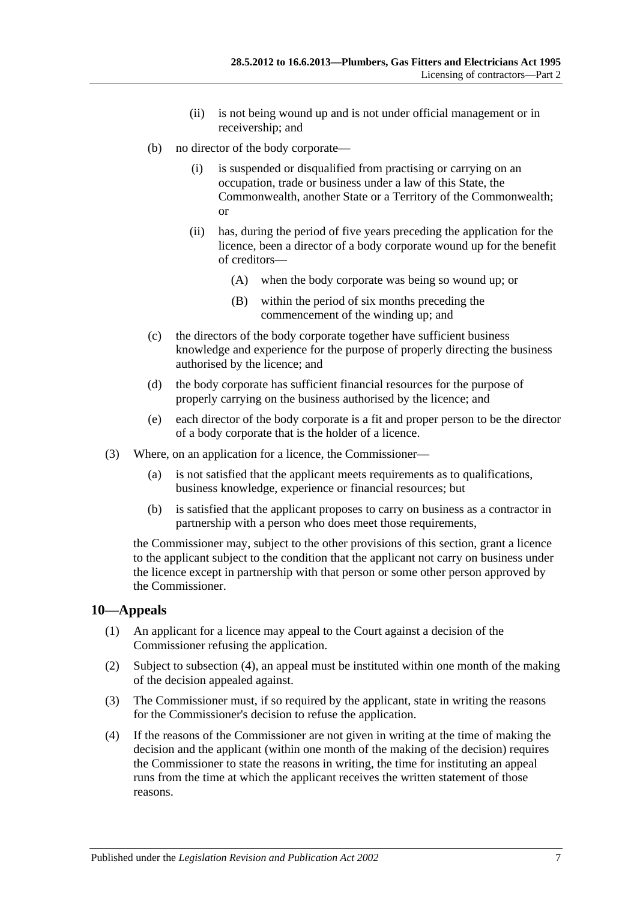(ii) is not being wound up and is not under official management or in receivership; and

(b) no director of the body corporate—

(i) is suspended or disqualified from practising or carrying on an occupation, trade or business under a law of this State, the Commonwealth, another State or a Territory of the Commonwealth; or

(ii) has, during the period of five years preceding the application for the licence, been a director of a body corporate wound up for the benefit of creditors—

(A) when the body corporate was being so wound up; or

(B) within the period of six months preceding the commencement of the winding up; and

(c) the directors of the body corporate together have sufficient business knowledge and experience for the purpose of properly directing the business authorised by the licence; and

(d) the body corporate has sufficient financial resources for the purpose of properly carrying on the business authorised by the licence; and

(e) each director of the body corporate is a fit and proper person to be the director of a body corporate that is the holder of a licence.

(3) Where, on an application for a licence, the Commissioner—

(a) is not satisfied that the applicant meets requirements as to qualifications, business knowledge, experience or financial resources; but

(b) is satisfied that the applicant proposes to carry on business as a contractor in partnership with a person who does meet those requirements,

the Commissioner may, subject to the other provisions of this section, grant a licence to the applicant subject to the condition that the applicant not carry on business under the licence except in partnership with that person or some other person approved by the Commissioner.

## 10—Appeals

(1) An applicant for a licence may appeal to the Court against a decision of the Commissioner refusing the application.

(2) Subject to subsection (4), an appeal must be instituted within one month of the making of the decision appealed against.

(3) The Commissioner must, if so required by the applicant, state in writing the reasons for the Commissioner's decision to refuse the application.

(4) If the reasons of the Commissioner are not given in writing at the time of making the decision and the applicant (within one month of the making of the decision) requires the Commissioner to state the reasons in writing, the time for instituting an appeal runs from the time at which the applicant receives the written statement of those reasons.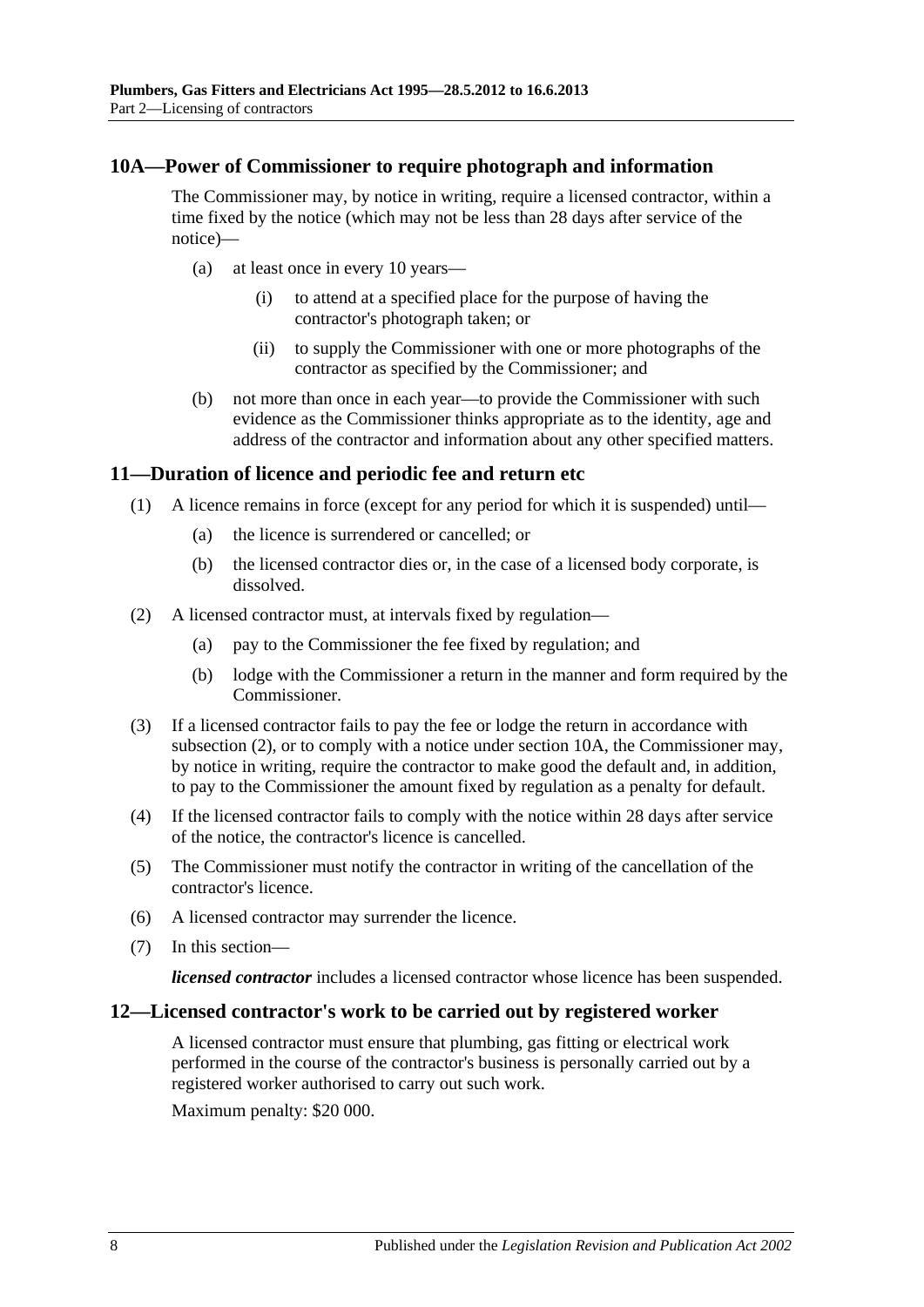## 10A—Power of Commissioner to require photograph and information

The Commissioner may, by notice in writing, require a licensed contractor, within a time fixed by the notice (which may not be less than 28 days after service of the notice)—

- (a) at least once in every 10 years—
  - (i) to attend at a specified place for the purpose of having the contractor's photograph taken; or
  - (ii) to supply the Commissioner with one or more photographs of the contractor as specified by the Commissioner; and
- (b) not more than once in each year—to provide the Commissioner with such evidence as the Commissioner thinks appropriate as to the identity, age and address of the contractor and information about any other specified matters.

## 11—Duration of licence and periodic fee and return etc

- (1) A licence remains in force (except for any period for which it is suspended) until—
  - (a) the licence is surrendered or cancelled; or
  - (b) the licensed contractor dies or, in the case of a licensed body corporate, is dissolved.
- (2) A licensed contractor must, at intervals fixed by regulation—
  - (a) pay to the Commissioner the fee fixed by regulation; and
  - (b) lodge with the Commissioner a return in the manner and form required by the Commissioner.
- (3) If a licensed contractor fails to pay the fee or lodge the return in accordance with subsection (2), or to comply with a notice under section 10A, the Commissioner may, by notice in writing, require the contractor to make good the default and, in addition, to pay to the Commissioner the amount fixed by regulation as a penalty for default.
- (4) If the licensed contractor fails to comply with the notice within 28 days after service of the notice, the contractor's licence is cancelled.
- (5) The Commissioner must notify the contractor in writing of the cancellation of the contractor's licence.
- (6) A licensed contractor may surrender the licence.
- (7) In this section—

***licensed contractor*** includes a licensed contractor whose licence has been suspended.

## 12—Licensed contractor's work to be carried out by registered worker

A licensed contractor must ensure that plumbing, gas fitting or electrical work performed in the course of the contractor's business is personally carried out by a registered worker authorised to carry out such work.

Maximum penalty: $20 000.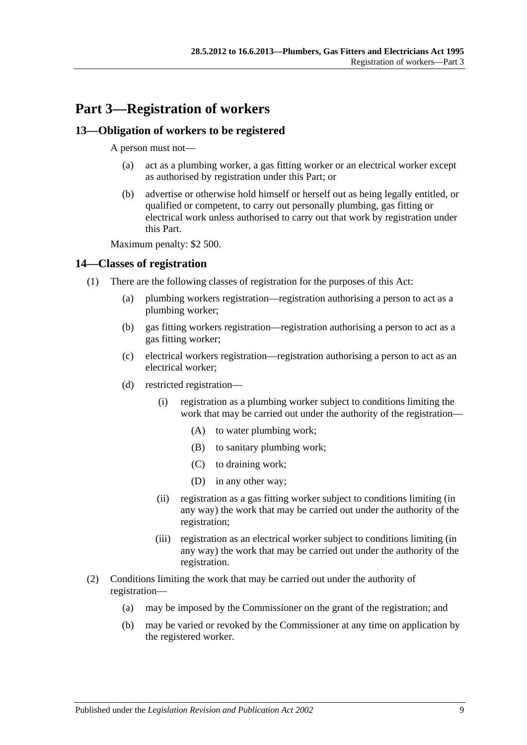# Part 3—Registration of workers

## 13—Obligation of workers to be registered

A person must not—

(a) act as a plumbing worker, a gas fitting worker or an electrical worker except as authorised by registration under this Part; or

(b) advertise or otherwise hold himself or herself out as being legally entitled, or qualified or competent, to carry out personally plumbing, gas fitting or electrical work unless authorised to carry out that work by registration under this Part.

Maximum penalty: $2 500.

## 14—Classes of registration

(1) There are the following classes of registration for the purposes of this Act:

(a) plumbing workers registration—registration authorising a person to act as a plumbing worker;

(b) gas fitting workers registration—registration authorising a person to act as a gas fitting worker;

(c) electrical workers registration—registration authorising a person to act as an electrical worker;

(d) restricted registration—

(i) registration as a plumbing worker subject to conditions limiting the work that may be carried out under the authority of the registration—

(A) to water plumbing work;

(B) to sanitary plumbing work;

(C) to draining work;

(D) in any other way;

(ii) registration as a gas fitting worker subject to conditions limiting (in any way) the work that may be carried out under the authority of the registration;

(iii) registration as an electrical worker subject to conditions limiting (in any way) the work that may be carried out under the authority of the registration.

(2) Conditions limiting the work that may be carried out under the authority of registration—

(a) may be imposed by the Commissioner on the grant of the registration; and

(b) may be varied or revoked by the Commissioner at any time on application by the registered worker.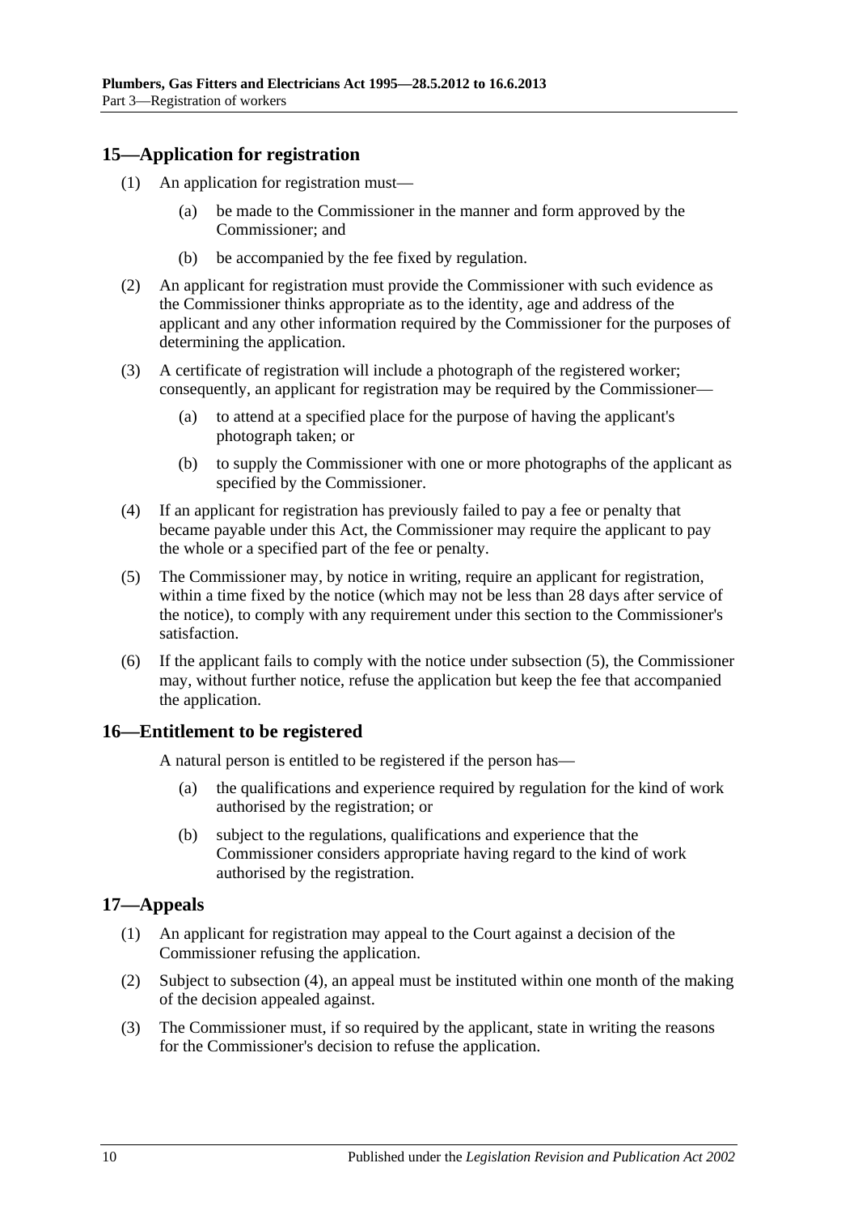## 15—Application for registration

(1) An application for registration must—

(a) be made to the Commissioner in the manner and form approved by the Commissioner; and

(b) be accompanied by the fee fixed by regulation.

(2) An applicant for registration must provide the Commissioner with such evidence as the Commissioner thinks appropriate as to the identity, age and address of the applicant and any other information required by the Commissioner for the purposes of determining the application.

(3) A certificate of registration will include a photograph of the registered worker; consequently, an applicant for registration may be required by the Commissioner—

(a) to attend at a specified place for the purpose of having the applicant's photograph taken; or

(b) to supply the Commissioner with one or more photographs of the applicant as specified by the Commissioner.

(4) If an applicant for registration has previously failed to pay a fee or penalty that became payable under this Act, the Commissioner may require the applicant to pay the whole or a specified part of the fee or penalty.

(5) The Commissioner may, by notice in writing, require an applicant for registration, within a time fixed by the notice (which may not be less than 28 days after service of the notice), to comply with any requirement under this section to the Commissioner's satisfaction.

(6) If the applicant fails to comply with the notice under subsection (5), the Commissioner may, without further notice, refuse the application but keep the fee that accompanied the application.

## 16—Entitlement to be registered

A natural person is entitled to be registered if the person has—

(a) the qualifications and experience required by regulation for the kind of work authorised by the registration; or

(b) subject to the regulations, qualifications and experience that the Commissioner considers appropriate having regard to the kind of work authorised by the registration.

## 17—Appeals

(1) An applicant for registration may appeal to the Court against a decision of the Commissioner refusing the application.

(2) Subject to subsection (4), an appeal must be instituted within one month of the making of the decision appealed against.

(3) The Commissioner must, if so required by the applicant, state in writing the reasons for the Commissioner's decision to refuse the application.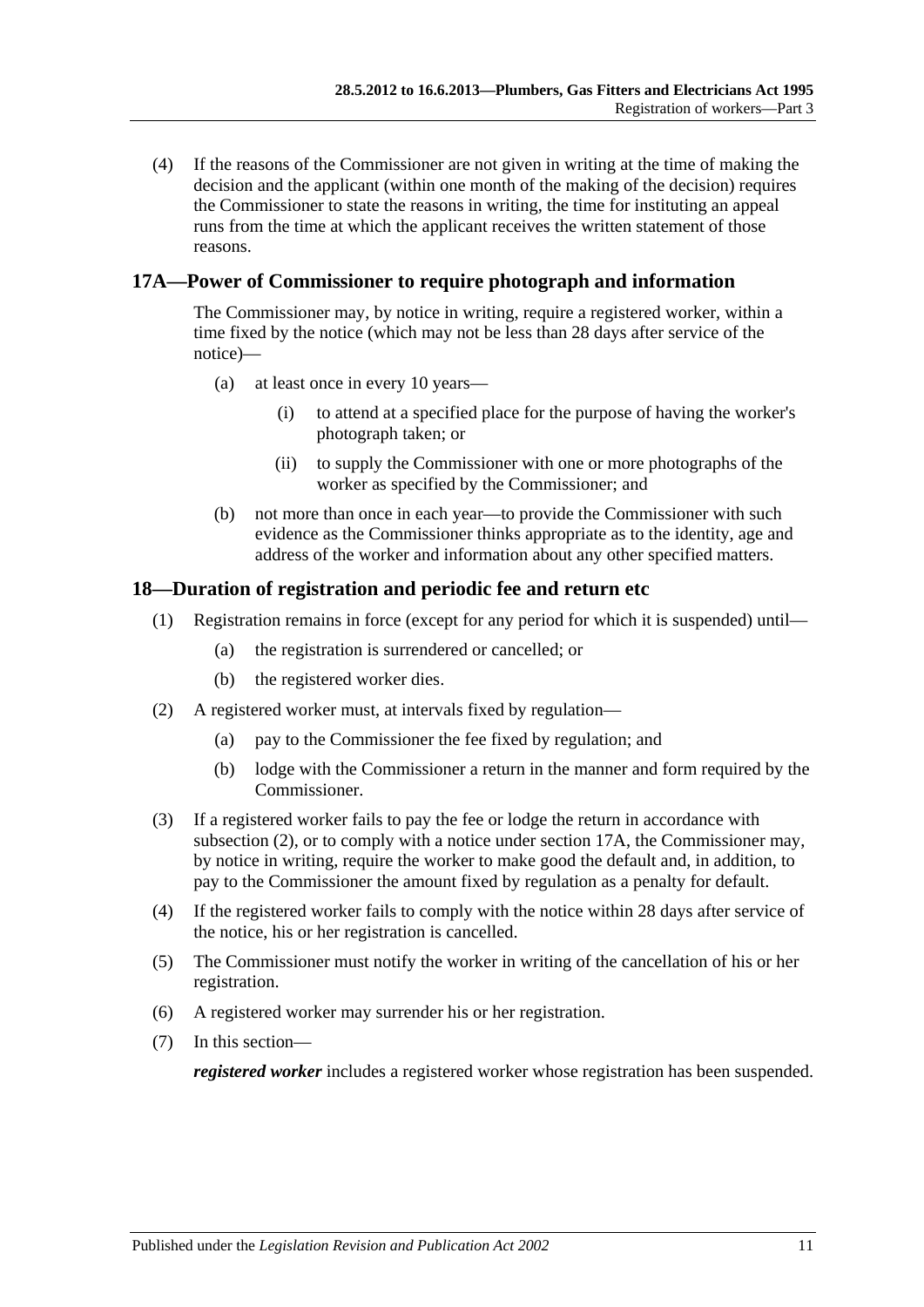(4) If the reasons of the Commissioner are not given in writing at the time of making the decision and the applicant (within one month of the making of the decision) requires the Commissioner to state the reasons in writing, the time for instituting an appeal runs from the time at which the applicant receives the written statement of those reasons.

## 17A—Power of Commissioner to require photograph and information

The Commissioner may, by notice in writing, require a registered worker, within a time fixed by the notice (which may not be less than 28 days after service of the notice)—

- (a) at least once in every 10 years—
  - (i) to attend at a specified place for the purpose of having the worker's photograph taken; or
  - (ii) to supply the Commissioner with one or more photographs of the worker as specified by the Commissioner; and
- (b) not more than once in each year—to provide the Commissioner with such evidence as the Commissioner thinks appropriate as to the identity, age and address of the worker and information about any other specified matters.

## 18—Duration of registration and periodic fee and return etc

(1) Registration remains in force (except for any period for which it is suspended) until—

- (a) the registration is surrendered or cancelled; or
- (b) the registered worker dies.

(2) A registered worker must, at intervals fixed by regulation—

- (a) pay to the Commissioner the fee fixed by regulation; and
- (b) lodge with the Commissioner a return in the manner and form required by the Commissioner.

(3) If a registered worker fails to pay the fee or lodge the return in accordance with subsection (2), or to comply with a notice under section 17A, the Commissioner may, by notice in writing, require the worker to make good the default and, in addition, to pay to the Commissioner the amount fixed by regulation as a penalty for default.

(4) If the registered worker fails to comply with the notice within 28 days after service of the notice, his or her registration is cancelled.

(5) The Commissioner must notify the worker in writing of the cancellation of his or her registration.

(6) A registered worker may surrender his or her registration.

(7) In this section—

***registered worker*** includes a registered worker whose registration has been suspended.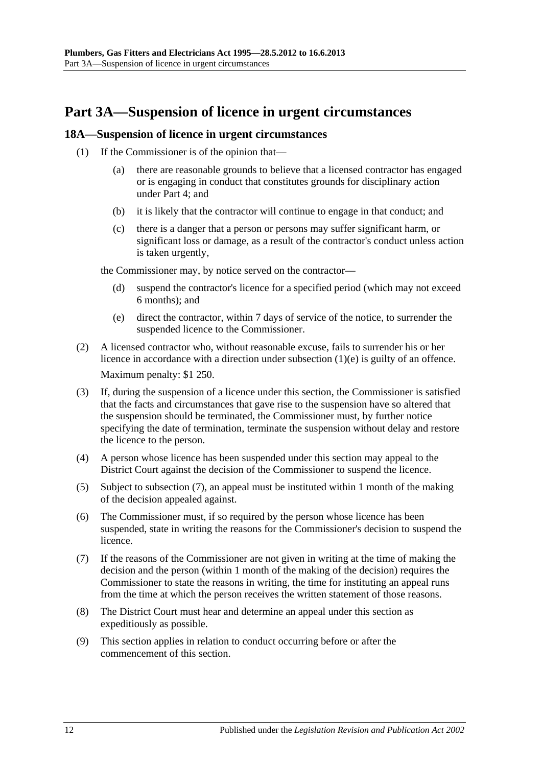# Part 3A—Suspension of licence in urgent circumstances

## 18A—Suspension of licence in urgent circumstances

(1) If the Commissioner is of the opinion that—

- (a) there are reasonable grounds to believe that a licensed contractor has engaged or is engaging in conduct that constitutes grounds for disciplinary action under Part 4; and
- (b) it is likely that the contractor will continue to engage in that conduct; and
- (c) there is a danger that a person or persons may suffer significant harm, or significant loss or damage, as a result of the contractor's conduct unless action is taken urgently,

the Commissioner may, by notice served on the contractor—

- (d) suspend the contractor's licence for a specified period (which may not exceed 6 months); and
- (e) direct the contractor, within 7 days of service of the notice, to surrender the suspended licence to the Commissioner.

(2) A licensed contractor who, without reasonable excuse, fails to surrender his or her licence in accordance with a direction under subsection (1)(e) is guilty of an offence.

Maximum penalty: $1 250.

(3) If, during the suspension of a licence under this section, the Commissioner is satisfied that the facts and circumstances that gave rise to the suspension have so altered that the suspension should be terminated, the Commissioner must, by further notice specifying the date of termination, terminate the suspension without delay and restore the licence to the person.

(4) A person whose licence has been suspended under this section may appeal to the District Court against the decision of the Commissioner to suspend the licence.

(5) Subject to subsection (7), an appeal must be instituted within 1 month of the making of the decision appealed against.

(6) The Commissioner must, if so required by the person whose licence has been suspended, state in writing the reasons for the Commissioner's decision to suspend the licence.

(7) If the reasons of the Commissioner are not given in writing at the time of making the decision and the person (within 1 month of the making of the decision) requires the Commissioner to state the reasons in writing, the time for instituting an appeal runs from the time at which the person receives the written statement of those reasons.

(8) The District Court must hear and determine an appeal under this section as expeditiously as possible.

(9) This section applies in relation to conduct occurring before or after the commencement of this section.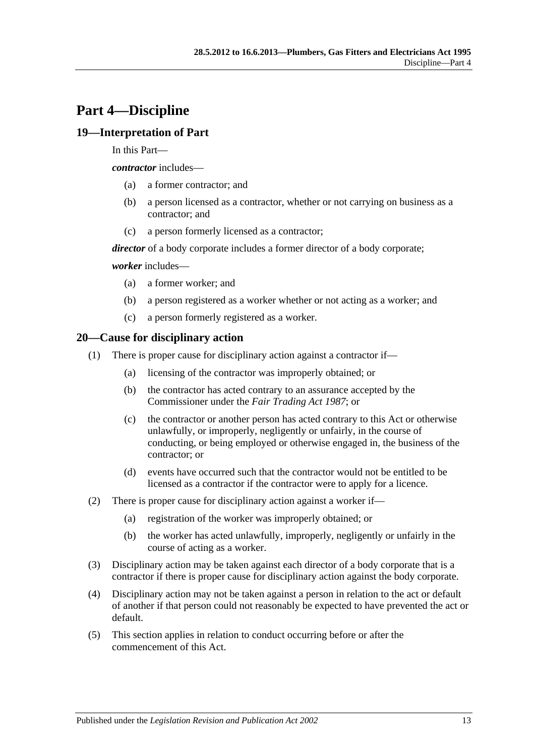# Part 4—Discipline

## 19—Interpretation of Part

In this Part—

***contractor*** includes—

(a) a former contractor; and

(b) a person licensed as a contractor, whether or not carrying on business as a contractor; and

(c) a person formerly licensed as a contractor;

***director*** of a body corporate includes a former director of a body corporate;

***worker*** includes—

(a) a former worker; and

(b) a person registered as a worker whether or not acting as a worker; and

(c) a person formerly registered as a worker.

## 20—Cause for disciplinary action

(1) There is proper cause for disciplinary action against a contractor if—

(a) licensing of the contractor was improperly obtained; or

(b) the contractor has acted contrary to an assurance accepted by the Commissioner under the *Fair Trading Act 1987*; or

(c) the contractor or another person has acted contrary to this Act or otherwise unlawfully, or improperly, negligently or unfairly, in the course of conducting, or being employed or otherwise engaged in, the business of the contractor; or

(d) events have occurred such that the contractor would not be entitled to be licensed as a contractor if the contractor were to apply for a licence.

(2) There is proper cause for disciplinary action against a worker if—

(a) registration of the worker was improperly obtained; or

(b) the worker has acted unlawfully, improperly, negligently or unfairly in the course of acting as a worker.

(3) Disciplinary action may be taken against each director of a body corporate that is a contractor if there is proper cause for disciplinary action against the body corporate.

(4) Disciplinary action may not be taken against a person in relation to the act or default of another if that person could not reasonably be expected to have prevented the act or default.

(5) This section applies in relation to conduct occurring before or after the commencement of this Act.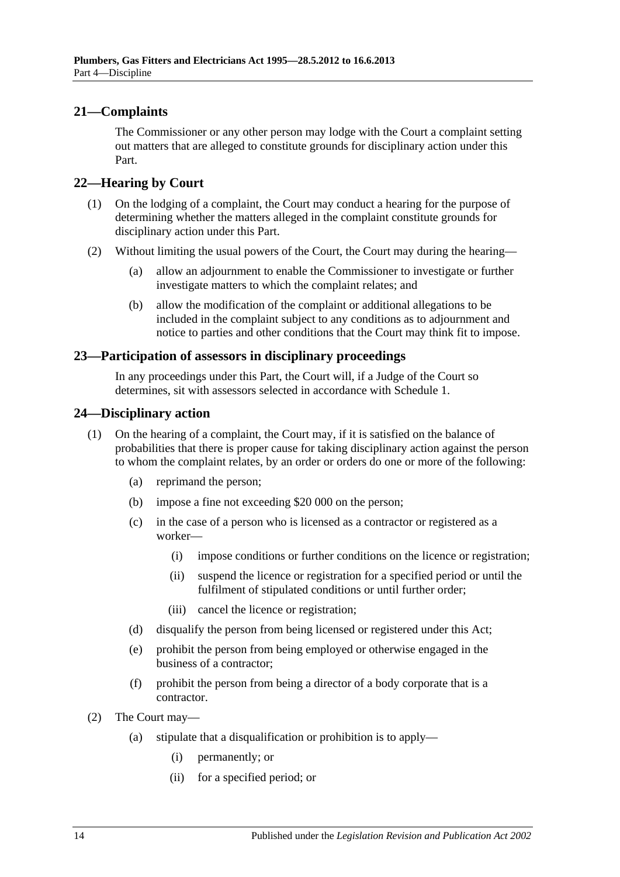## 21—Complaints

The Commissioner or any other person may lodge with the Court a complaint setting out matters that are alleged to constitute grounds for disciplinary action under this Part.

## 22—Hearing by Court

(1) On the lodging of a complaint, the Court may conduct a hearing for the purpose of determining whether the matters alleged in the complaint constitute grounds for disciplinary action under this Part.

(2) Without limiting the usual powers of the Court, the Court may during the hearing—

- (a) allow an adjournment to enable the Commissioner to investigate or further investigate matters to which the complaint relates; and
- (b) allow the modification of the complaint or additional allegations to be included in the complaint subject to any conditions as to adjournment and notice to parties and other conditions that the Court may think fit to impose.

## 23—Participation of assessors in disciplinary proceedings

In any proceedings under this Part, the Court will, if a Judge of the Court so determines, sit with assessors selected in accordance with Schedule 1.

## 24—Disciplinary action

(1) On the hearing of a complaint, the Court may, if it is satisfied on the balance of probabilities that there is proper cause for taking disciplinary action against the person to whom the complaint relates, by an order or orders do one or more of the following:

- (a) reprimand the person;
- (b) impose a fine not exceeding $20 000 on the person;
- (c) in the case of a person who is licensed as a contractor or registered as a worker—
  - (i) impose conditions or further conditions on the licence or registration;
  - (ii) suspend the licence or registration for a specified period or until the fulfilment of stipulated conditions or until further order;
  - (iii) cancel the licence or registration;
- (d) disqualify the person from being licensed or registered under this Act;
- (e) prohibit the person from being employed or otherwise engaged in the business of a contractor;
- (f) prohibit the person from being a director of a body corporate that is a contractor.

(2) The Court may—

- (a) stipulate that a disqualification or prohibition is to apply—
  - (i) permanently; or
  - (ii) for a specified period; or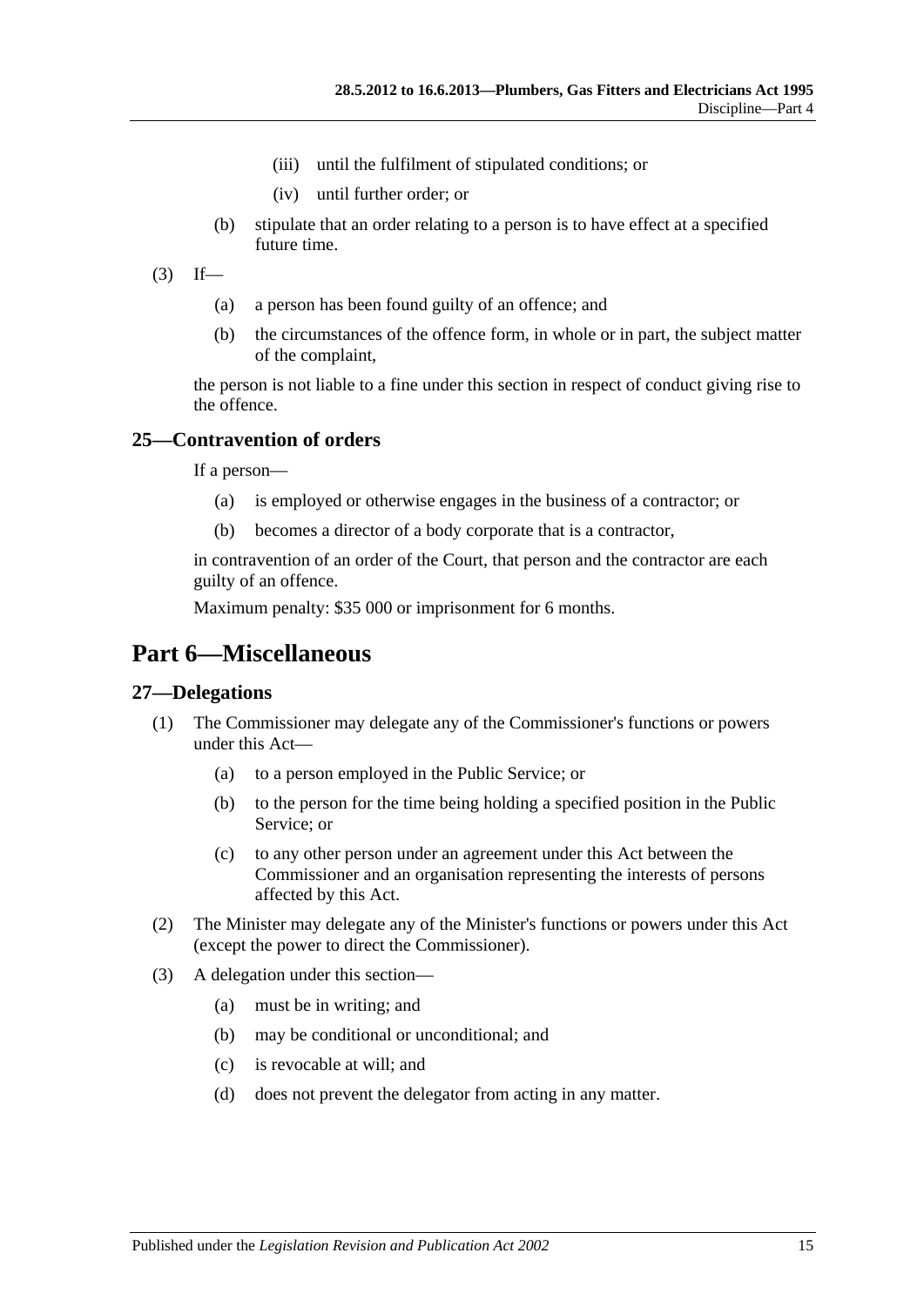(iii) until the fulfilment of stipulated conditions; or

(iv) until further order; or

(b) stipulate that an order relating to a person is to have effect at a specified future time.

(3) If—

(a) a person has been found guilty of an offence; and

(b) the circumstances of the offence form, in whole or in part, the subject matter of the complaint,

the person is not liable to a fine under this section in respect of conduct giving rise to the offence.

### 25—Contravention of orders

If a person—

(a) is employed or otherwise engages in the business of a contractor; or

(b) becomes a director of a body corporate that is a contractor,

in contravention of an order of the Court, that person and the contractor are each guilty of an offence.

Maximum penalty: $35 000 or imprisonment for 6 months.

## Part 6—Miscellaneous

### 27—Delegations

(1) The Commissioner may delegate any of the Commissioner's functions or powers under this Act—

(a) to a person employed in the Public Service; or

(b) to the person for the time being holding a specified position in the Public Service; or

(c) to any other person under an agreement under this Act between the Commissioner and an organisation representing the interests of persons affected by this Act.

(2) The Minister may delegate any of the Minister's functions or powers under this Act (except the power to direct the Commissioner).

(3) A delegation under this section—

(a) must be in writing; and

(b) may be conditional or unconditional; and

(c) is revocable at will; and

(d) does not prevent the delegator from acting in any matter.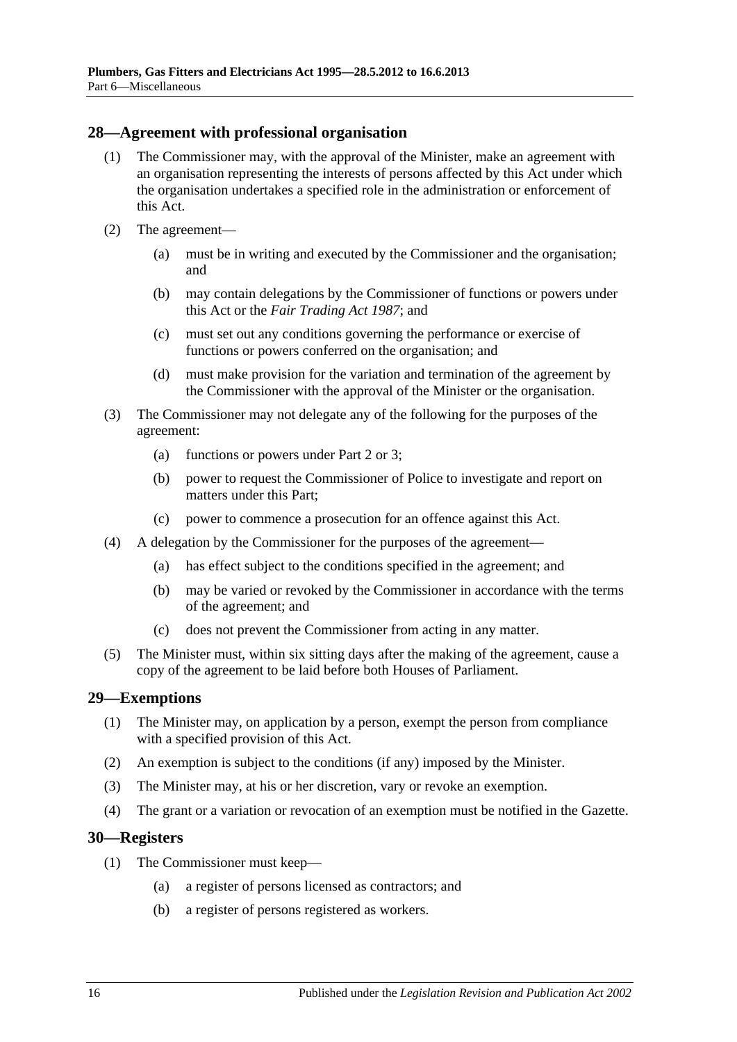## 28—Agreement with professional organisation

(1) The Commissioner may, with the approval of the Minister, make an agreement with an organisation representing the interests of persons affected by this Act under which the organisation undertakes a specified role in the administration or enforcement of this Act.

(2) The agreement—

(a) must be in writing and executed by the Commissioner and the organisation; and

(b) may contain delegations by the Commissioner of functions or powers under this Act or the *Fair Trading Act 1987*; and

(c) must set out any conditions governing the performance or exercise of functions or powers conferred on the organisation; and

(d) must make provision for the variation and termination of the agreement by the Commissioner with the approval of the Minister or the organisation.

(3) The Commissioner may not delegate any of the following for the purposes of the agreement:

(a) functions or powers under Part 2 or 3;

(b) power to request the Commissioner of Police to investigate and report on matters under this Part;

(c) power to commence a prosecution for an offence against this Act.

(4) A delegation by the Commissioner for the purposes of the agreement—

(a) has effect subject to the conditions specified in the agreement; and

(b) may be varied or revoked by the Commissioner in accordance with the terms of the agreement; and

(c) does not prevent the Commissioner from acting in any matter.

(5) The Minister must, within six sitting days after the making of the agreement, cause a copy of the agreement to be laid before both Houses of Parliament.

## 29—Exemptions

(1) The Minister may, on application by a person, exempt the person from compliance with a specified provision of this Act.

(2) An exemption is subject to the conditions (if any) imposed by the Minister.

(3) The Minister may, at his or her discretion, vary or revoke an exemption.

(4) The grant or a variation or revocation of an exemption must be notified in the Gazette.

## 30—Registers

(1) The Commissioner must keep—

(a) a register of persons licensed as contractors; and

(b) a register of persons registered as workers.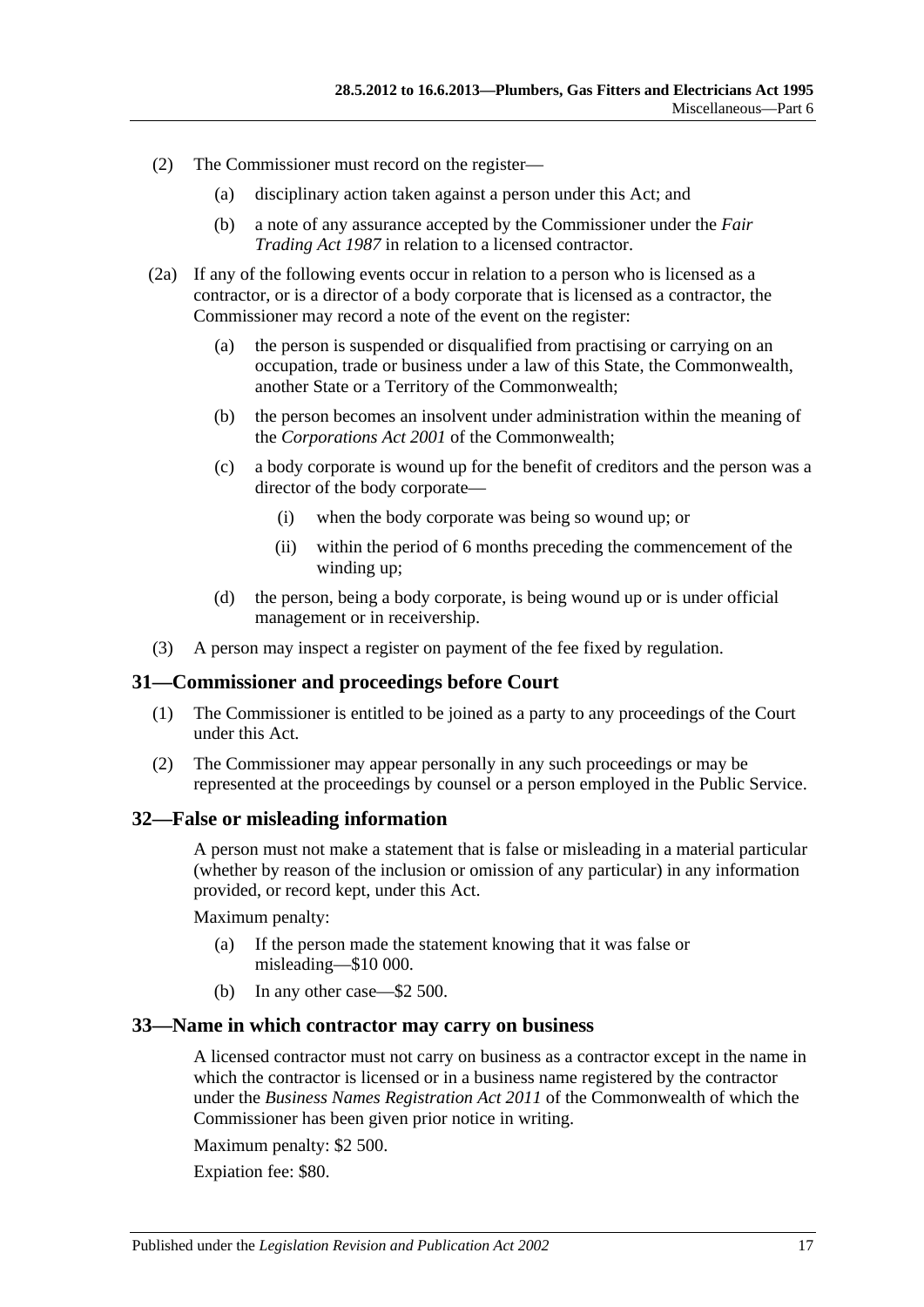(2) The Commissioner must record on the register—

(a) disciplinary action taken against a person under this Act; and

(b) a note of any assurance accepted by the Commissioner under the *Fair Trading Act 1987* in relation to a licensed contractor.

(2a) If any of the following events occur in relation to a person who is licensed as a contractor, or is a director of a body corporate that is licensed as a contractor, the Commissioner may record a note of the event on the register:

(a) the person is suspended or disqualified from practising or carrying on an occupation, trade or business under a law of this State, the Commonwealth, another State or a Territory of the Commonwealth;

(b) the person becomes an insolvent under administration within the meaning of the *Corporations Act 2001* of the Commonwealth;

(c) a body corporate is wound up for the benefit of creditors and the person was a director of the body corporate—

(i) when the body corporate was being so wound up; or

(ii) within the period of 6 months preceding the commencement of the winding up;

(d) the person, being a body corporate, is being wound up or is under official management or in receivership.

(3) A person may inspect a register on payment of the fee fixed by regulation.

## 31—Commissioner and proceedings before Court

(1) The Commissioner is entitled to be joined as a party to any proceedings of the Court under this Act.

(2) The Commissioner may appear personally in any such proceedings or may be represented at the proceedings by counsel or a person employed in the Public Service.

## 32—False or misleading information

A person must not make a statement that is false or misleading in a material particular (whether by reason of the inclusion or omission of any particular) in any information provided, or record kept, under this Act.

Maximum penalty:

(a) If the person made the statement knowing that it was false or misleading—$10 000.

(b) In any other case—$2 500.

## 33—Name in which contractor may carry on business

A licensed contractor must not carry on business as a contractor except in the name in which the contractor is licensed or in a business name registered by the contractor under the *Business Names Registration Act 2011* of the Commonwealth of which the Commissioner has been given prior notice in writing.

Maximum penalty: $2 500.

Expiation fee: $80.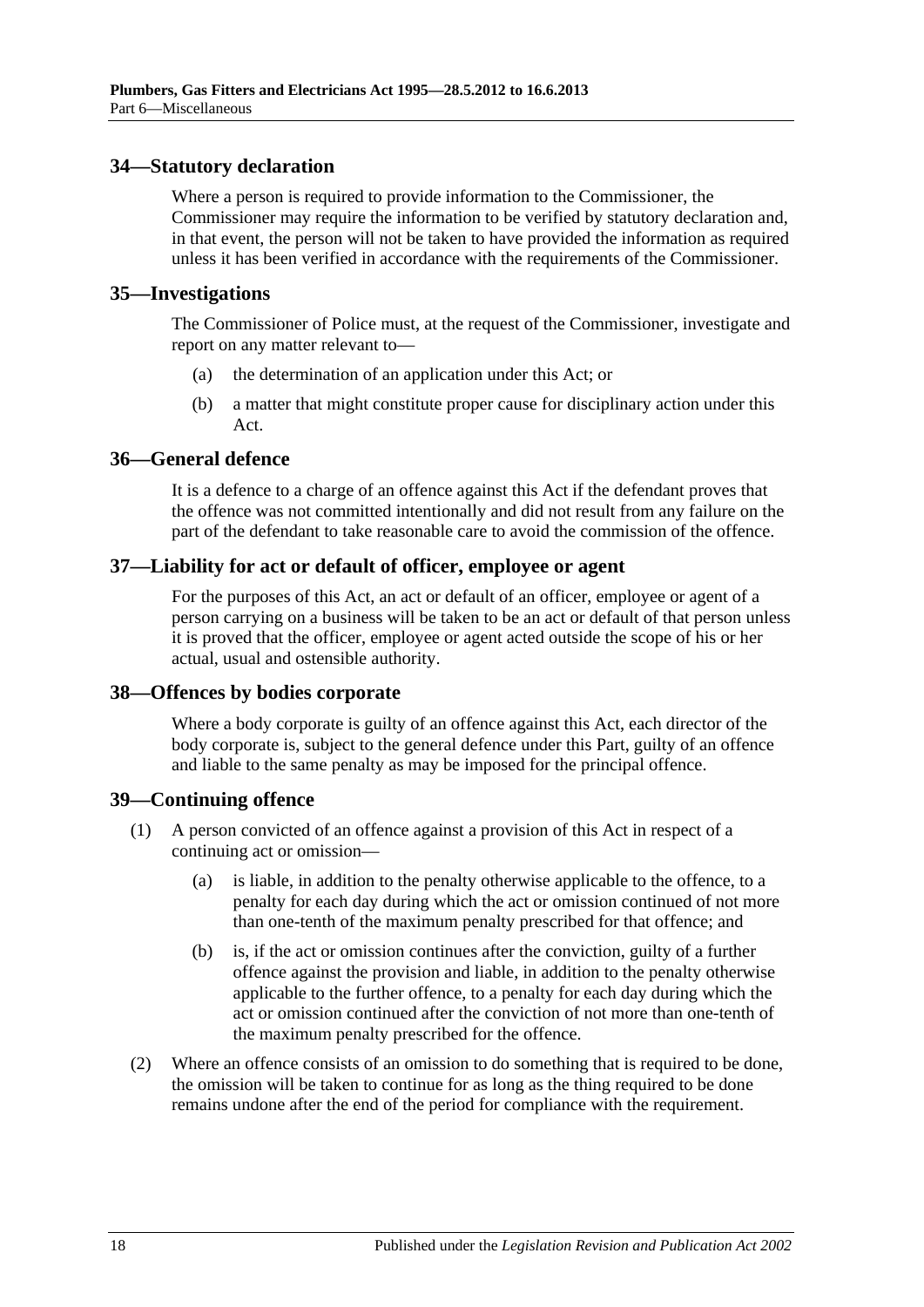## 34—Statutory declaration

Where a person is required to provide information to the Commissioner, the Commissioner may require the information to be verified by statutory declaration and, in that event, the person will not be taken to have provided the information as required unless it has been verified in accordance with the requirements of the Commissioner.

## 35—Investigations

The Commissioner of Police must, at the request of the Commissioner, investigate and report on any matter relevant to—

- (a) the determination of an application under this Act; or
- (b) a matter that might constitute proper cause for disciplinary action under this Act.

## 36—General defence

It is a defence to a charge of an offence against this Act if the defendant proves that the offence was not committed intentionally and did not result from any failure on the part of the defendant to take reasonable care to avoid the commission of the offence.

## 37—Liability for act or default of officer, employee or agent

For the purposes of this Act, an act or default of an officer, employee or agent of a person carrying on a business will be taken to be an act or default of that person unless it is proved that the officer, employee or agent acted outside the scope of his or her actual, usual and ostensible authority.

## 38—Offences by bodies corporate

Where a body corporate is guilty of an offence against this Act, each director of the body corporate is, subject to the general defence under this Part, guilty of an offence and liable to the same penalty as may be imposed for the principal offence.

## 39—Continuing offence

(1) A person convicted of an offence against a provision of this Act in respect of a continuing act or omission—

- (a) is liable, in addition to the penalty otherwise applicable to the offence, to a penalty for each day during which the act or omission continued of not more than one-tenth of the maximum penalty prescribed for that offence; and
- (b) is, if the act or omission continues after the conviction, guilty of a further offence against the provision and liable, in addition to the penalty otherwise applicable to the further offence, to a penalty for each day during which the act or omission continued after the conviction of not more than one-tenth of the maximum penalty prescribed for the offence.

(2) Where an offence consists of an omission to do something that is required to be done, the omission will be taken to continue for as long as the thing required to be done remains undone after the end of the period for compliance with the requirement.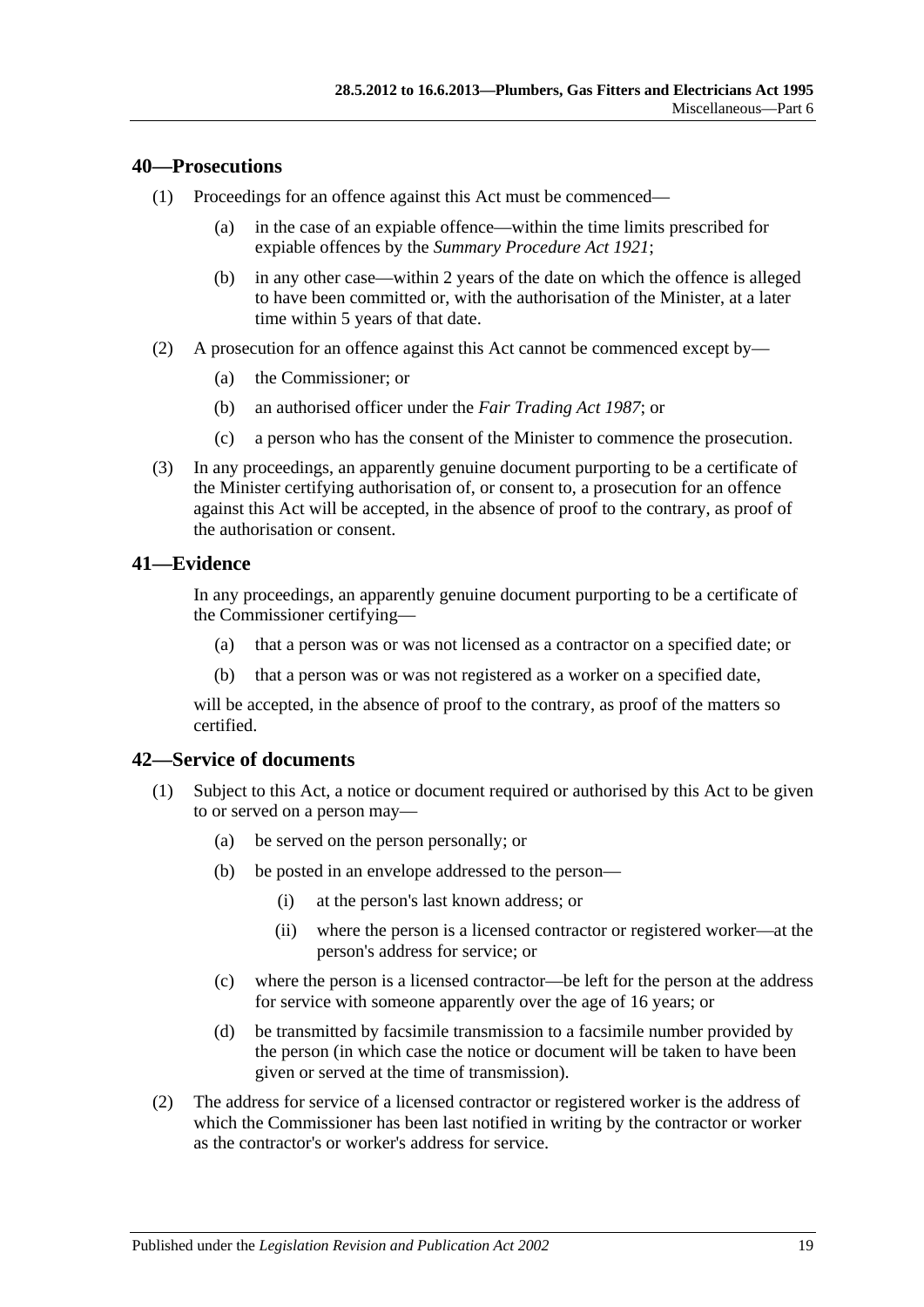## 40—Prosecutions

(1) Proceedings for an offence against this Act must be commenced—

(a) in the case of an expiable offence—within the time limits prescribed for expiable offences by the *Summary Procedure Act 1921*;

(b) in any other case—within 2 years of the date on which the offence is alleged to have been committed or, with the authorisation of the Minister, at a later time within 5 years of that date.

(2) A prosecution for an offence against this Act cannot be commenced except by—

(a) the Commissioner; or

(b) an authorised officer under the *Fair Trading Act 1987*; or

(c) a person who has the consent of the Minister to commence the prosecution.

(3) In any proceedings, an apparently genuine document purporting to be a certificate of the Minister certifying authorisation of, or consent to, a prosecution for an offence against this Act will be accepted, in the absence of proof to the contrary, as proof of the authorisation or consent.

## 41—Evidence

In any proceedings, an apparently genuine document purporting to be a certificate of the Commissioner certifying—

(a) that a person was or was not licensed as a contractor on a specified date; or

(b) that a person was or was not registered as a worker on a specified date,

will be accepted, in the absence of proof to the contrary, as proof of the matters so certified.

## 42—Service of documents

(1) Subject to this Act, a notice or document required or authorised by this Act to be given to or served on a person may—

(a) be served on the person personally; or

(b) be posted in an envelope addressed to the person—

(i) at the person's last known address; or

(ii) where the person is a licensed contractor or registered worker—at the person's address for service; or

(c) where the person is a licensed contractor—be left for the person at the address for service with someone apparently over the age of 16 years; or

(d) be transmitted by facsimile transmission to a facsimile number provided by the person (in which case the notice or document will be taken to have been given or served at the time of transmission).

(2) The address for service of a licensed contractor or registered worker is the address of which the Commissioner has been last notified in writing by the contractor or worker as the contractor's or worker's address for service.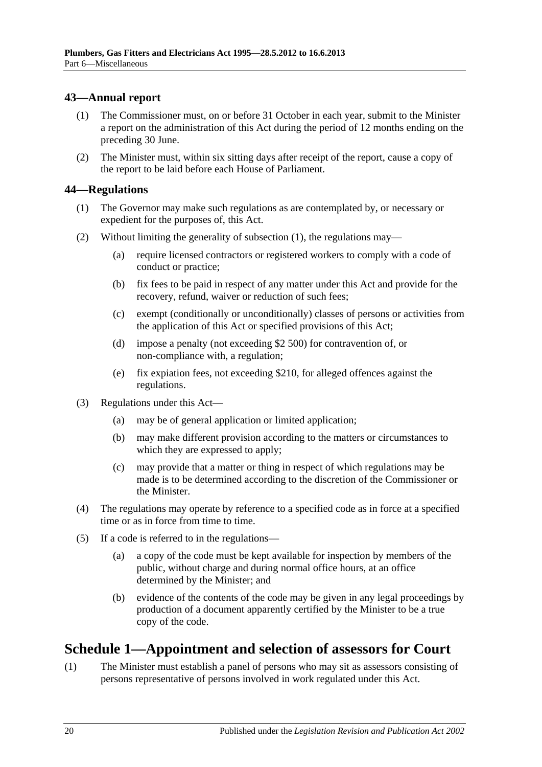## 43—Annual report

(1) The Commissioner must, on or before 31 October in each year, submit to the Minister a report on the administration of this Act during the period of 12 months ending on the preceding 30 June.

(2) The Minister must, within six sitting days after receipt of the report, cause a copy of the report to be laid before each House of Parliament.

## 44—Regulations

(1) The Governor may make such regulations as are contemplated by, or necessary or expedient for the purposes of, this Act.

(2) Without limiting the generality of subsection (1), the regulations may—

- (a) require licensed contractors or registered workers to comply with a code of conduct or practice;
- (b) fix fees to be paid in respect of any matter under this Act and provide for the recovery, refund, waiver or reduction of such fees;
- (c) exempt (conditionally or unconditionally) classes of persons or activities from the application of this Act or specified provisions of this Act;
- (d) impose a penalty (not exceeding $2 500) for contravention of, or non-compliance with, a regulation;
- (e) fix expiation fees, not exceeding $210, for alleged offences against the regulations.

(3) Regulations under this Act—

- (a) may be of general application or limited application;
- (b) may make different provision according to the matters or circumstances to which they are expressed to apply;
- (c) may provide that a matter or thing in respect of which regulations may be made is to be determined according to the discretion of the Commissioner or the Minister.

(4) The regulations may operate by reference to a specified code as in force at a specified time or as in force from time to time.

(5) If a code is referred to in the regulations—

- (a) a copy of the code must be kept available for inspection by members of the public, without charge and during normal office hours, at an office determined by the Minister; and
- (b) evidence of the contents of the code may be given in any legal proceedings by production of a document apparently certified by the Minister to be a true copy of the code.

# Schedule 1—Appointment and selection of assessors for Court

(1) The Minister must establish a panel of persons who may sit as assessors consisting of persons representative of persons involved in work regulated under this Act.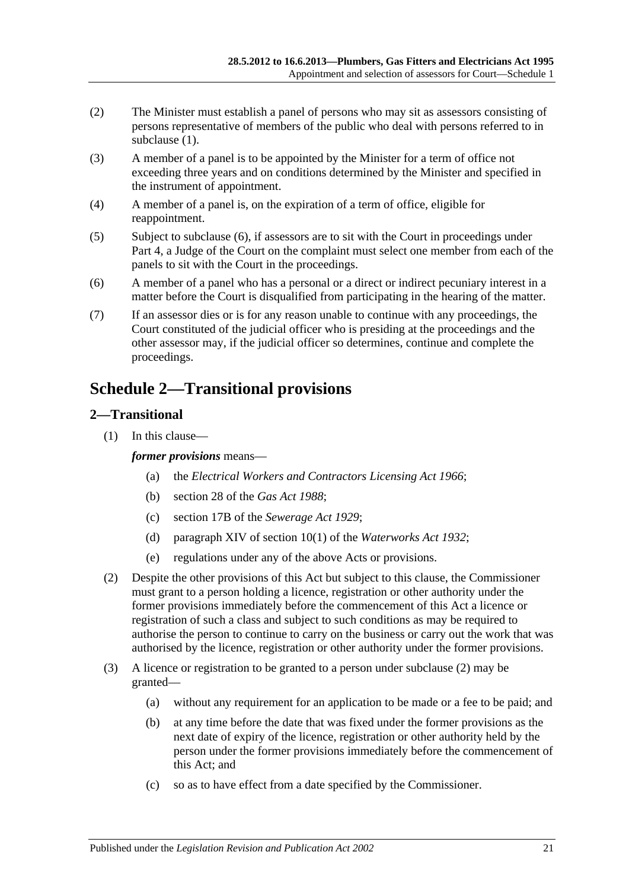(2) The Minister must establish a panel of persons who may sit as assessors consisting of persons representative of members of the public who deal with persons referred to in subclause (1).

(3) A member of a panel is to be appointed by the Minister for a term of office not exceeding three years and on conditions determined by the Minister and specified in the instrument of appointment.

(4) A member of a panel is, on the expiration of a term of office, eligible for reappointment.

(5) Subject to subclause (6), if assessors are to sit with the Court in proceedings under Part 4, a Judge of the Court on the complaint must select one member from each of the panels to sit with the Court in the proceedings.

(6) A member of a panel who has a personal or a direct or indirect pecuniary interest in a matter before the Court is disqualified from participating in the hearing of the matter.

(7) If an assessor dies or is for any reason unable to continue with any proceedings, the Court constituted of the judicial officer who is presiding at the proceedings and the other assessor may, if the judicial officer so determines, continue and complete the proceedings.

# Schedule 2—Transitional provisions

## 2—Transitional

(1) In this clause—

***former provisions*** means—

(a) the *Electrical Workers and Contractors Licensing Act 1966*;

(b) section 28 of the *Gas Act 1988*;

(c) section 17B of the *Sewerage Act 1929*;

(d) paragraph XIV of section 10(1) of the *Waterworks Act 1932*;

(e) regulations under any of the above Acts or provisions.

(2) Despite the other provisions of this Act but subject to this clause, the Commissioner must grant to a person holding a licence, registration or other authority under the former provisions immediately before the commencement of this Act a licence or registration of such a class and subject to such conditions as may be required to authorise the person to continue to carry on the business or carry out the work that was authorised by the licence, registration or other authority under the former provisions.

(3) A licence or registration to be granted to a person under subclause (2) may be granted—

(a) without any requirement for an application to be made or a fee to be paid; and

(b) at any time before the date that was fixed under the former provisions as the next date of expiry of the licence, registration or other authority held by the person under the former provisions immediately before the commencement of this Act; and

(c) so as to have effect from a date specified by the Commissioner.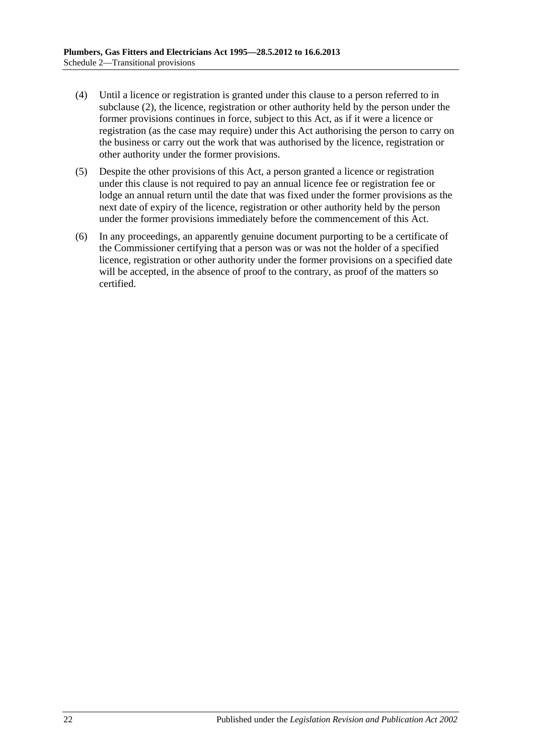(4) Until a licence or registration is granted under this clause to a person referred to in subclause (2), the licence, registration or other authority held by the person under the former provisions continues in force, subject to this Act, as if it were a licence or registration (as the case may require) under this Act authorising the person to carry on the business or carry out the work that was authorised by the licence, registration or other authority under the former provisions.

(5) Despite the other provisions of this Act, a person granted a licence or registration under this clause is not required to pay an annual licence fee or registration fee or lodge an annual return until the date that was fixed under the former provisions as the next date of expiry of the licence, registration or other authority held by the person under the former provisions immediately before the commencement of this Act.

(6) In any proceedings, an apparently genuine document purporting to be a certificate of the Commissioner certifying that a person was or was not the holder of a specified licence, registration or other authority under the former provisions on a specified date will be accepted, in the absence of proof to the contrary, as proof of the matters so certified.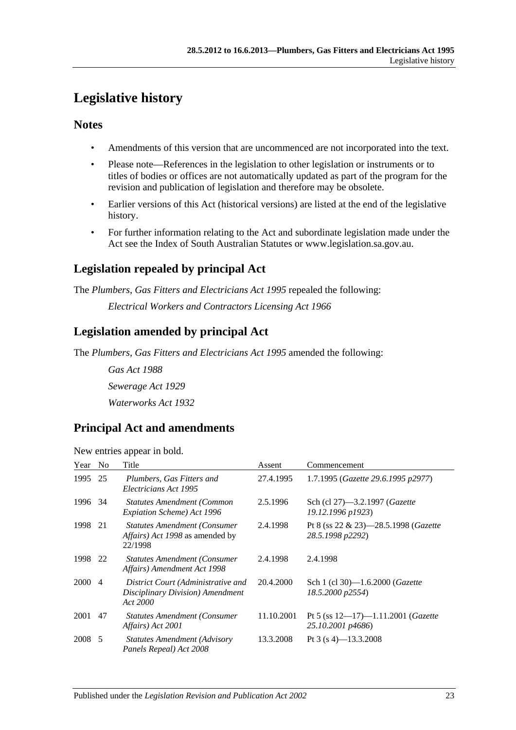# Legislative history

## Notes

- Amendments of this version that are uncommenced are not incorporated into the text.
- Please note—References in the legislation to other legislation or instruments or to titles of bodies or offices are not automatically updated as part of the program for the revision and publication of legislation and therefore may be obsolete.
- Earlier versions of this Act (historical versions) are listed at the end of the legislative history.
- For further information relating to the Act and subordinate legislation made under the Act see the Index of South Australian Statutes or www.legislation.sa.gov.au.

## Legislation repealed by principal Act

The *Plumbers, Gas Fitters and Electricians Act 1995* repealed the following:

*Electrical Workers and Contractors Licensing Act 1966*

## Legislation amended by principal Act

The *Plumbers, Gas Fitters and Electricians Act 1995* amended the following:

*Gas Act 1988*

*Sewerage Act 1929*

*Waterworks Act 1932*

## Principal Act and amendments

New entries appear in bold.

| Year | No | Title | Assent | Commencement |
|---|---|---|---|---|
| 1995 | 25 | *Plumbers, Gas Fitters and Electricians Act 1995* | 27.4.1995 | 1.7.1995 (*Gazette 29.6.1995 p2977*) |
| 1996 | 34 | *Statutes Amendment (Common Expiation Scheme) Act 1996* | 2.5.1996 | Sch (cl 27)—3.2.1997 (*Gazette 19.12.1996 p1923*) |
| 1998 | 21 | *Statutes Amendment (Consumer Affairs) Act 1998* as amended by 22/1998 | 2.4.1998 | Pt 8 (ss 22 & 23)—28.5.1998 (*Gazette 28.5.1998 p2292*) |
| 1998 | 22 | *Statutes Amendment (Consumer Affairs) Amendment Act 1998* | 2.4.1998 | 2.4.1998 |
| 2000 | 4 | *District Court (Administrative and Disciplinary Division) Amendment Act 2000* | 20.4.2000 | Sch 1 (cl 30)—1.6.2000 (*Gazette 18.5.2000 p2554*) |
| 2001 | 47 | *Statutes Amendment (Consumer Affairs) Act 2001* | 11.10.2001 | Pt 5 (ss 12—17)—1.11.2001 (*Gazette 25.10.2001 p4686*) |
| 2008 | 5 | *Statutes Amendment (Advisory Panels Repeal) Act 2008* | 13.3.2008 | Pt 3 (s 4)—13.3.2008 |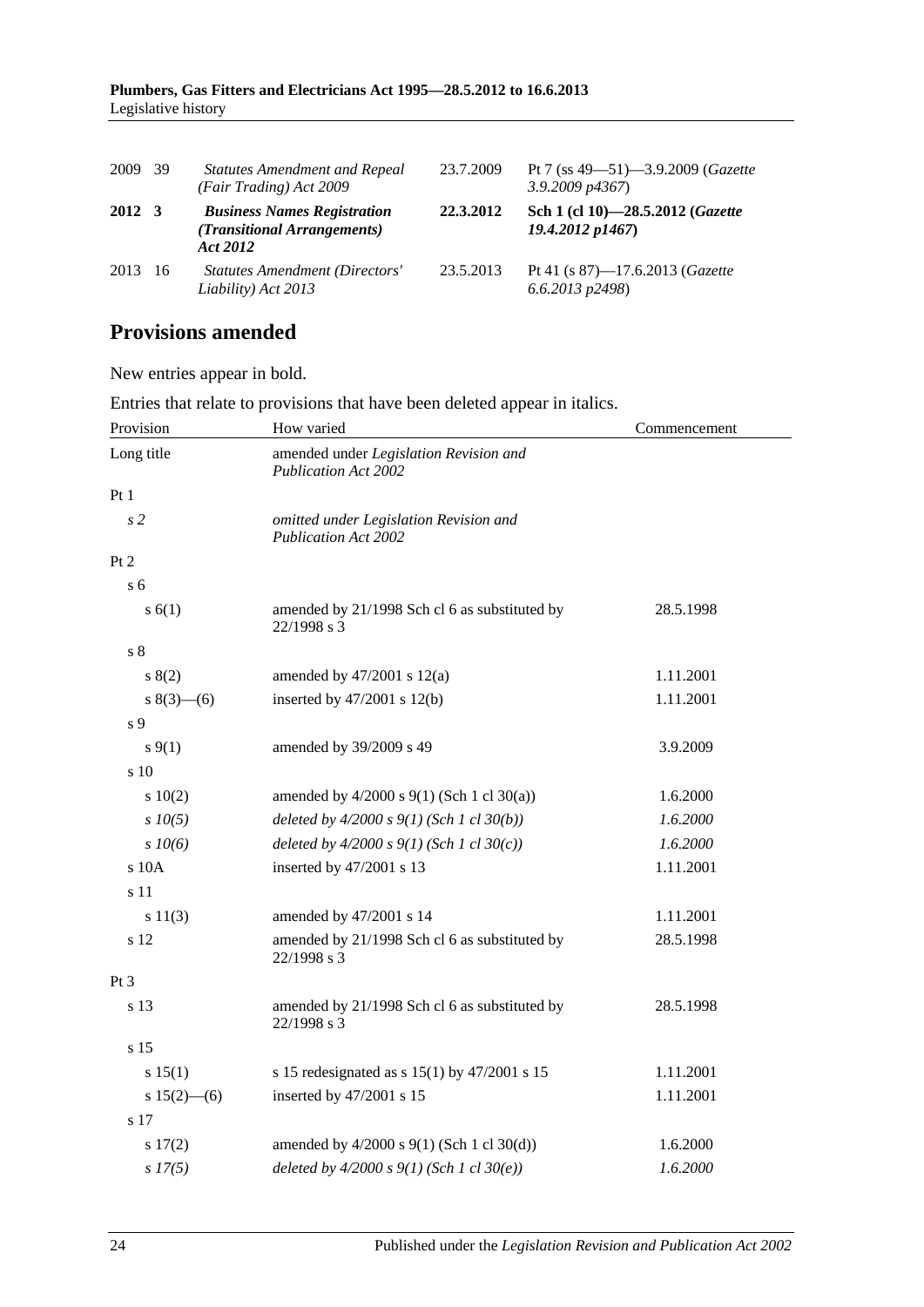| | | | | |
|---|---|---|---|---|
| 2009 | 39 | *Statutes Amendment and Repeal (Fair Trading) Act 2009* | 23.7.2009 | Pt 7 (ss 49—51)—3.9.2009 (*Gazette 3.9.2009 p4367*) |
| **2012** | **3** | ***Business Names Registration (Transitional Arrangements) Act 2012*** | **22.3.2012** | **Sch 1 (cl 10)—28.5.2012 (*Gazette 19.4.2012 p1467*)** |
| 2013 | 16 | *Statutes Amendment (Directors' Liability) Act 2013* | 23.5.2013 | Pt 41 (s 87)—17.6.2013 (*Gazette 6.6.2013 p2498*) |

## Provisions amended

New entries appear in bold.

Entries that relate to provisions that have been deleted appear in italics.

| Provision | How varied | Commencement |
|---|---|---|
| Long title | amended under *Legislation Revision and Publication Act 2002* | |
| Pt 1 | | |
| *s 2* | *omitted under Legislation Revision and Publication Act 2002* | |
| Pt 2 | | |
| s 6 | | |
| s 6(1) | amended by 21/1998 Sch cl 6 as substituted by 22/1998 s 3 | 28.5.1998 |
| s 8 | | |
| s 8(2) | amended by 47/2001 s 12(a) | 1.11.2001 |
| s 8(3)—(6) | inserted by 47/2001 s 12(b) | 1.11.2001 |
| s 9 | | |
| s 9(1) | amended by 39/2009 s 49 | 3.9.2009 |
| s 10 | | |
| s 10(2) | amended by 4/2000 s 9(1) (Sch 1 cl 30(a)) | 1.6.2000 |
| *s 10(5)* | *deleted by 4/2000 s 9(1) (Sch 1 cl 30(b))* | *1.6.2000* |
| *s 10(6)* | *deleted by 4/2000 s 9(1) (Sch 1 cl 30(c))* | *1.6.2000* |
| s 10A | inserted by 47/2001 s 13 | 1.11.2001 |
| s 11 | | |
| s 11(3) | amended by 47/2001 s 14 | 1.11.2001 |
| s 12 | amended by 21/1998 Sch cl 6 as substituted by 22/1998 s 3 | 28.5.1998 |
| Pt 3 | | |
| s 13 | amended by 21/1998 Sch cl 6 as substituted by 22/1998 s 3 | 28.5.1998 |
| s 15 | | |
| s 15(1) | s 15 redesignated as s 15(1) by 47/2001 s 15 | 1.11.2001 |
| s 15(2)—(6) | inserted by 47/2001 s 15 | 1.11.2001 |
| s 17 | | |
| s 17(2) | amended by 4/2000 s 9(1) (Sch 1 cl 30(d)) | 1.6.2000 |
| *s 17(5)* | *deleted by 4/2000 s 9(1) (Sch 1 cl 30(e))* | *1.6.2000* |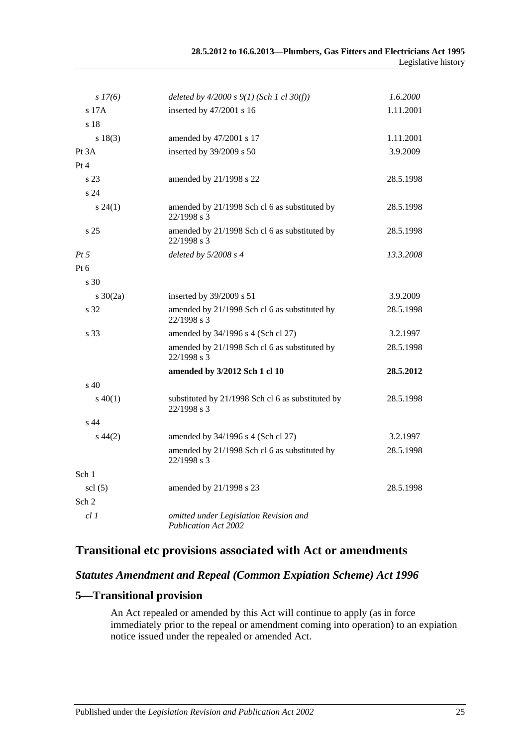| | | |
|---|---|---|
| *s 17(6)* | *deleted by 4/2000 s 9(1) (Sch 1 cl 30(f))* | *1.6.2000* |
| s 17A | inserted by 47/2001 s 16 | 1.11.2001 |
| s 18 | | |
| s 18(3) | amended by 47/2001 s 17 | 1.11.2001 |
| Pt 3A | inserted by 39/2009 s 50 | 3.9.2009 |
| Pt 4 | | |
| s 23 | amended by 21/1998 s 22 | 28.5.1998 |
| s 24 | | |
| s 24(1) | amended by 21/1998 Sch cl 6 as substituted by 22/1998 s 3 | 28.5.1998 |
| s 25 | amended by 21/1998 Sch cl 6 as substituted by 22/1998 s 3 | 28.5.1998 |
| *Pt 5* | *deleted by 5/2008 s 4* | *13.3.2008* |
| Pt 6 | | |
| s 30 | | |
| s 30(2a) | inserted by 39/2009 s 51 | 3.9.2009 |
| s 32 | amended by 21/1998 Sch cl 6 as substituted by 22/1998 s 3 | 28.5.1998 |
| s 33 | amended by 34/1996 s 4 (Sch cl 27) | 3.2.1997 |
| | amended by 21/1998 Sch cl 6 as substituted by 22/1998 s 3 | 28.5.1998 |
| | **amended by 3/2012 Sch 1 cl 10** | **28.5.2012** |
| s 40 | | |
| s 40(1) | substituted by 21/1998 Sch cl 6 as substituted by 22/1998 s 3 | 28.5.1998 |
| s 44 | | |
| s 44(2) | amended by 34/1996 s 4 (Sch cl 27) | 3.2.1997 |
| | amended by 21/1998 Sch cl 6 as substituted by 22/1998 s 3 | 28.5.1998 |
| Sch 1 | | |
| scl (5) | amended by 21/1998 s 23 | 28.5.1998 |
| Sch 2 | | |
| *cl 1* | *omitted under Legislation Revision and Publication Act 2002* | |

## Transitional etc provisions associated with Act or amendments

### *Statutes Amendment and Repeal (Common Expiation Scheme) Act 1996*

### 5—Transitional provision

An Act repealed or amended by this Act will continue to apply (as in force immediately prior to the repeal or amendment coming into operation) to an expiation notice issued under the repealed or amended Act.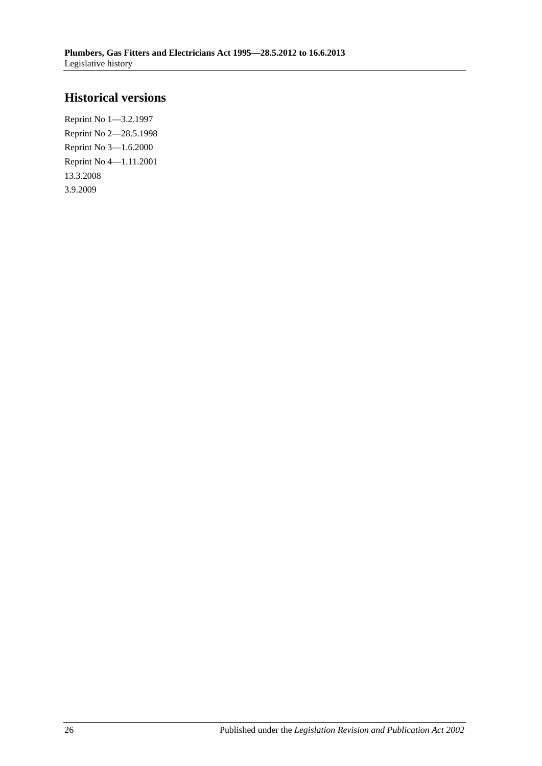## Historical versions

Reprint No 1—3.2.1997

Reprint No 2—28.5.1998

Reprint No 3—1.6.2000

Reprint No 4—1.11.2001

13.3.2008

3.9.2009